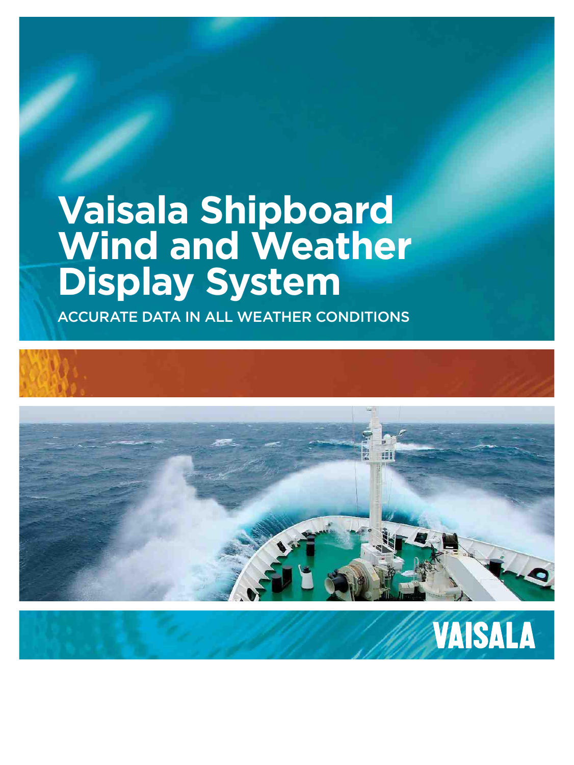# Vaisala Shipboard Wind and Weather Display System

ACCURATE DATA IN ALL WEATHER CONDITIONS

VAISALA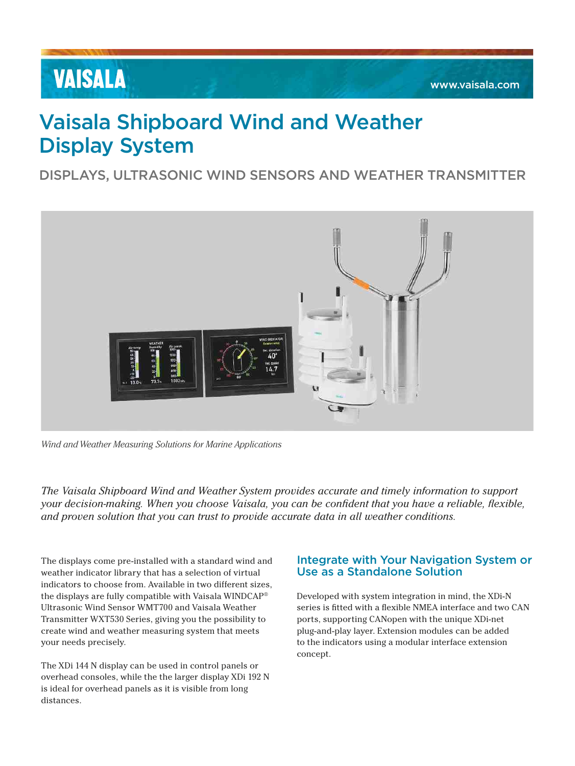# Vaisala Shipboard Wind and Weather Display System

## DISPLAYS, ULTRASONIC WIND SENSORS AND WEATHER TRANSMITTER

*Wind and Weather Measuring Solutions for Marine Applications*

*The Vaisala Shipboard Wind and Weather System provides accurate and timely information to support your decision-making. When you choose Vaisala, you can be confident that you have a reliable, flexible, and proven solution that you can trust to provide accurate data in all weather conditions.*

The displays come pre-installed with a standard wind and weather indicator library that has a selection of virtual indicators to choose from. Available in two different sizes, the displays are fully compatible with Vaisala WINDCAP® Ultrasonic Wind Sensor WMT700 and Vaisala Weather Transmitter WXT530 Series, giving you the possibility to create wind and weather measuring system that meets your needs precisely.

The XDi 144 N display can be used in control panels or overhead consoles, while the the larger display XDi 192 N is ideal for overhead panels as it is visible from long distances.

### Integrate with Your Navigation System or Use as a Standalone Solution

Developed with system integration in mind, the XDi-N series is fitted with a flexible NMEA interface and two CAN ports, supporting CANopen with the unique XDi-net plug-and-play layer. Extension modules can be added to the indicators using a modular interface extension concept.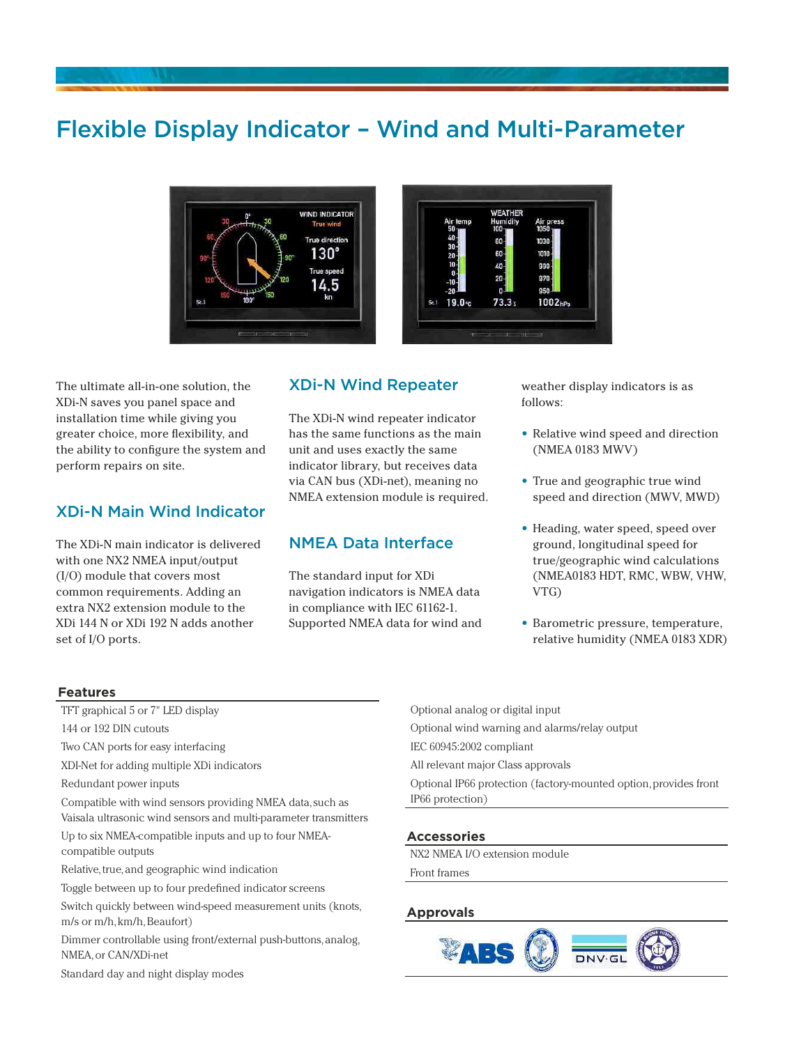# Flexible Display Indicator – Wind and Multi-Parameter

The ultimate all-in-one solution, the XDi-N saves you panel space and installation time while giving you greater choice, more flexibility, and the ability to configure the system and perform repairs on site.

## XDi-N Main Wind Indicator

The XDi-N main indicator is delivered with one NX2 NMEA input/output (I/O) module that covers most common requirements. Adding an extra NX2 extension module to the XDi 144 N or XDi 192 N adds another set of I/O ports.

## XDi-N Wind Repeater

The XDi-N wind repeater indicator has the same functions as the main unit and uses exactly the same indicator library, but receives data via CAN bus (XDi-net), meaning no NMEA extension module is required.

## NMEA Data Interface

The standard input for XDi navigation indicators is NMEA data in compliance with IEC 61162-1. Supported NMEA data for wind and weather display indicators is as follows:

- Relative wind speed and direction (NMEA 0183 MWV)
- True and geographic true wind speed and direction (MWV, MWD)
- Heading, water speed, speed over ground, longitudinal speed for true/geographic wind calculations (NMEA0183 HDT, RMC, WBW, VHW, VTG)
- Barometric pressure, temperature, relative humidity (NMEA 0183 XDR)

### Features

- TFT graphical 5 or 7" LED display
- 144 or 192 DIN cutouts
- Two CAN ports for easy interfacing
- XDI-Net for adding multiple XDi indicators
- Redundant power inputs
- Compatible with wind sensors providing NMEA data, such as Vaisala ultrasonic wind sensors and multi-parameter transmitters
- Up to six NMEA-compatible inputs and up to four NMEA-compatible outputs
- Relative, true, and geographic wind indication
- Toggle between up to four predefined indicator screens
- Switch quickly between wind-speed measurement units (knots, m/s or m/h, km/h, Beaufort)
- Dimmer controllable using front/external push-buttons, analog, NMEA, or CAN/XDi-net
- Standard day and night display modes
- Optional analog or digital input
- Optional wind warning and alarms/relay output
- IEC 60945:2002 compliant
- All relevant major Class approvals
- Optional IP66 protection (factory-mounted option, provides front IP66 protection)

### Accessories

- NX2 NMEA I/O extension module
- Front frames

### Approvals

ABS, DNV·GL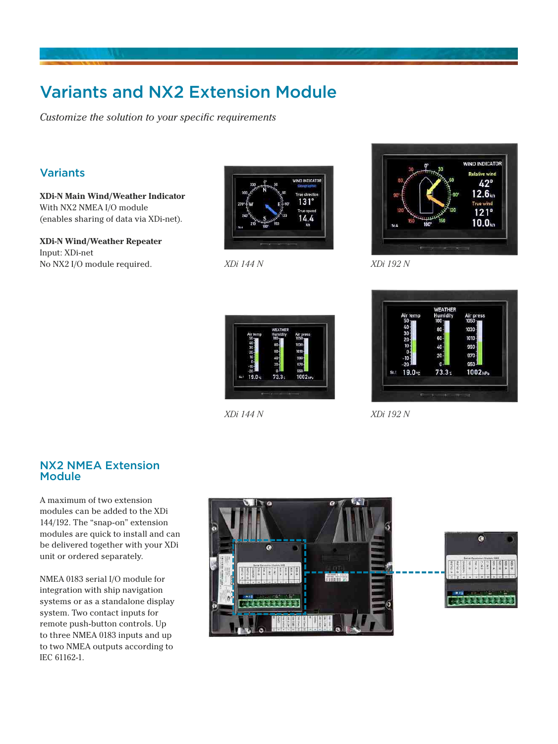# Variants and NX2 Extension Module

*Customize the solution to your specific requirements*

## Variants

**XDi-N Main Wind/Weather Indicator**
With NX2 NMEA I/O module
(enables sharing of data via XDi-net).

**XDi-N Wind/Weather Repeater**
Input: XDi-net
No NX2 I/O module required.

*XDi 144 N*

*XDi 192 N*

*XDi 144 N*

*XDi 192 N*

## NX2 NMEA Extension Module

A maximum of two extension modules can be added to the XDi 144/192. The "snap-on" extension modules are quick to install and can be delivered together with your XDi unit or ordered separately.

NMEA 0183 serial I/O module for integration with ship navigation systems or as a standalone display system. Two contact inputs for remote push-button controls. Up to three NMEA 0183 inputs and up to two NMEA outputs according to IEC 61162-1.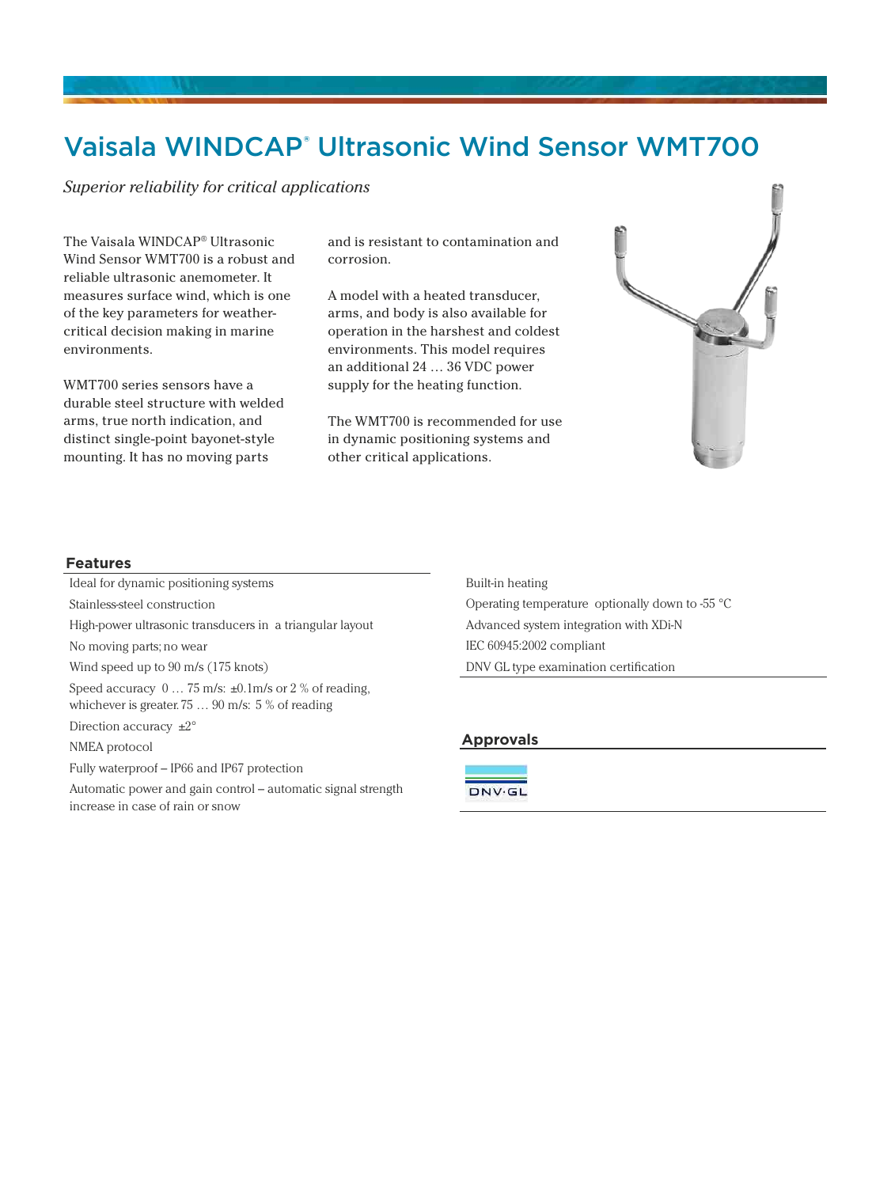# Vaisala WINDCAP® Ultrasonic Wind Sensor WMT700

*Superior reliability for critical applications*

The Vaisala WINDCAP® Ultrasonic Wind Sensor WMT700 is a robust and reliable ultrasonic anemometer. It measures surface wind, which is one of the key parameters for weather-critical decision making in marine environments.

WMT700 series sensors have a durable steel structure with welded arms, true north indication, and distinct single-point bayonet-style mounting. It has no moving parts and is resistant to contamination and corrosion.

A model with a heated transducer, arms, and body is also available for operation in the harshest and coldest environments. This model requires an additional 24 … 36 VDC power supply for the heating function.

The WMT700 is recommended for use in dynamic positioning systems and other critical applications.

## Features

- Ideal for dynamic positioning systems
- Stainless-steel construction
- High-power ultrasonic transducers in a triangular layout
- No moving parts; no wear
- Wind speed up to 90 m/s (175 knots)
- Speed accuracy 0 … 75 m/s: ±0.1m/s or 2 % of reading, whichever is greater. 75 … 90 m/s: 5 % of reading
- Direction accuracy ±2°
- NMEA protocol
- Fully waterproof – IP66 and IP67 protection
- Automatic power and gain control – automatic signal strength increase in case of rain or snow
- Built-in heating
- Operating temperature optionally down to -55 °C
- Advanced system integration with XDi-N
- IEC 60945:2002 compliant
- DNV GL type examination certification

## Approvals

DNV·GL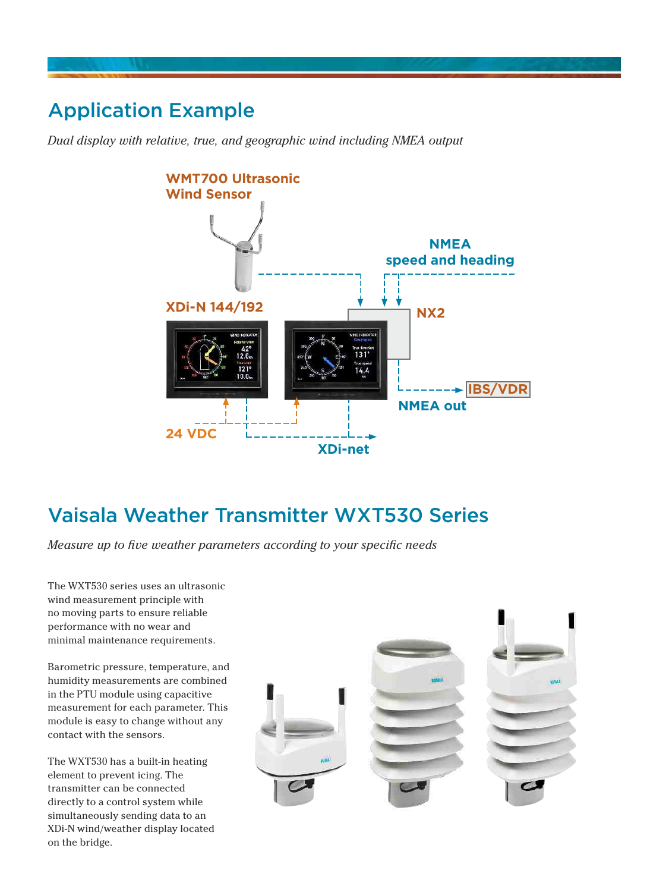## Application Example

*Dual display with relative, true, and geographic wind including NMEA output*

WMT700 Ultrasonic Wind Sensor

NMEA speed and heading

XDi-N 144/192

NX2

IBS/VDR

NMEA out

24 VDC

XDi-net

## Vaisala Weather Transmitter WXT530 Series

*Measure up to five weather parameters according to your specific needs*

The WXT530 series uses an ultrasonic wind measurement principle with no moving parts to ensure reliable performance with no wear and minimal maintenance requirements.

Barometric pressure, temperature, and humidity measurements are combined in the PTU module using capacitive measurement for each parameter. This module is easy to change without any contact with the sensors.

The WXT530 has a built-in heating element to prevent icing. The transmitter can be connected directly to a control system while simultaneously sending data to an XDi-N wind/weather display located on the bridge.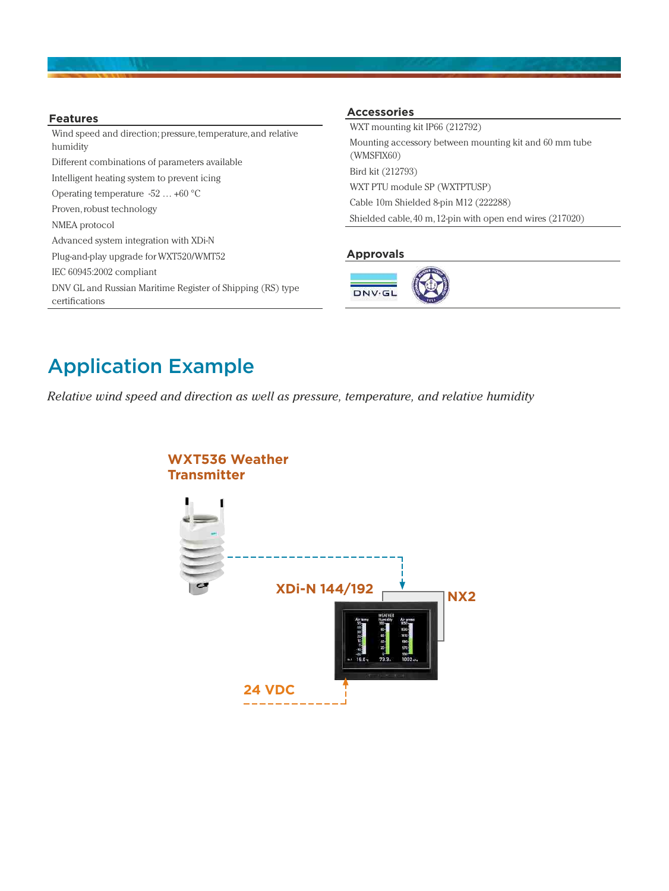## Features

- Wind speed and direction; pressure, temperature, and relative humidity
- Different combinations of parameters available
- Intelligent heating system to prevent icing
- Operating temperature -52 … +60 °C
- Proven, robust technology
- NMEA protocol
- Advanced system integration with XDi-N
- Plug-and-play upgrade for WXT520/WMT52
- IEC 60945:2002 compliant
- DNV GL and Russian Maritime Register of Shipping (RS) type certifications

## Accessories

- WXT mounting kit IP66 (212792)
- Mounting accessory between mounting kit and 60 mm tube (WMSFIX60)
- Bird kit (212793)
- WXT PTU module SP (WXTPTUSP)
- Cable 10m Shielded 8-pin M12 (222288)
- Shielded cable, 40 m, 12-pin with open end wires (217020)

## Approvals

DNV·GL

# Application Example

*Relative wind speed and direction as well as pressure, temperature, and relative humidity*

**WXT536 Weather Transmitter**

**XDi-N 144/192**

**NX2**

**24 VDC**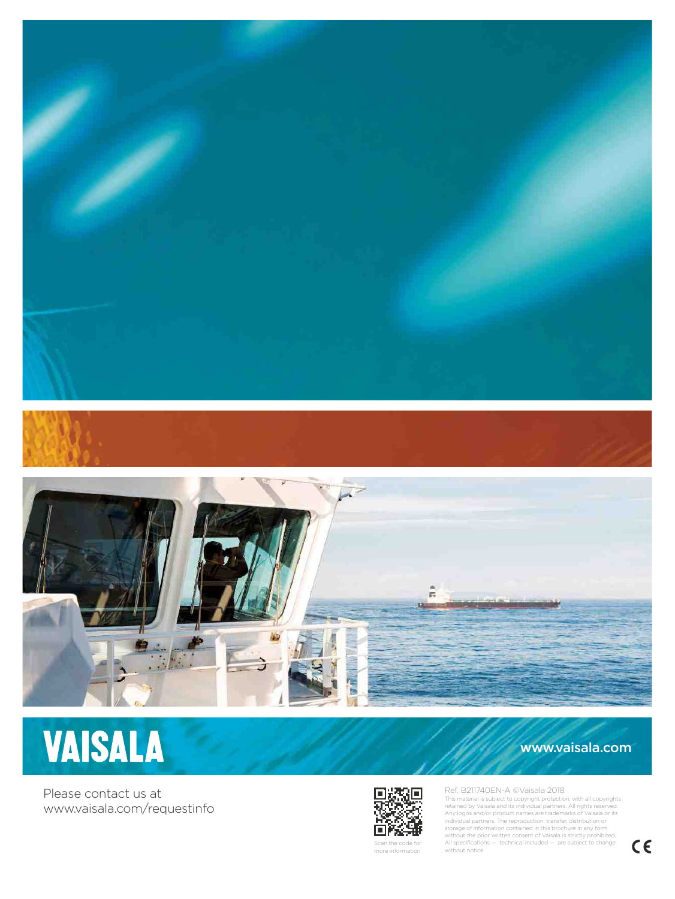VAISALA

www.vaisala.com

Please contact us at
www.vaisala.com/requestinfo

Scan the code for more information

Ref. B211740EN-A ©Vaisala 2018
This material is subject to copyright protection, with all copyrights retained by Vaisala and its individual partners. All rights reserved. Any logos and/or product names are trademarks of Vaisala or its individual partners. The reproduction, transfer, distribution or storage of information contained in this brochure in any form without the prior written consent of Vaisala is strictly prohibited. All specifications — technical included — are subject to change without notice.